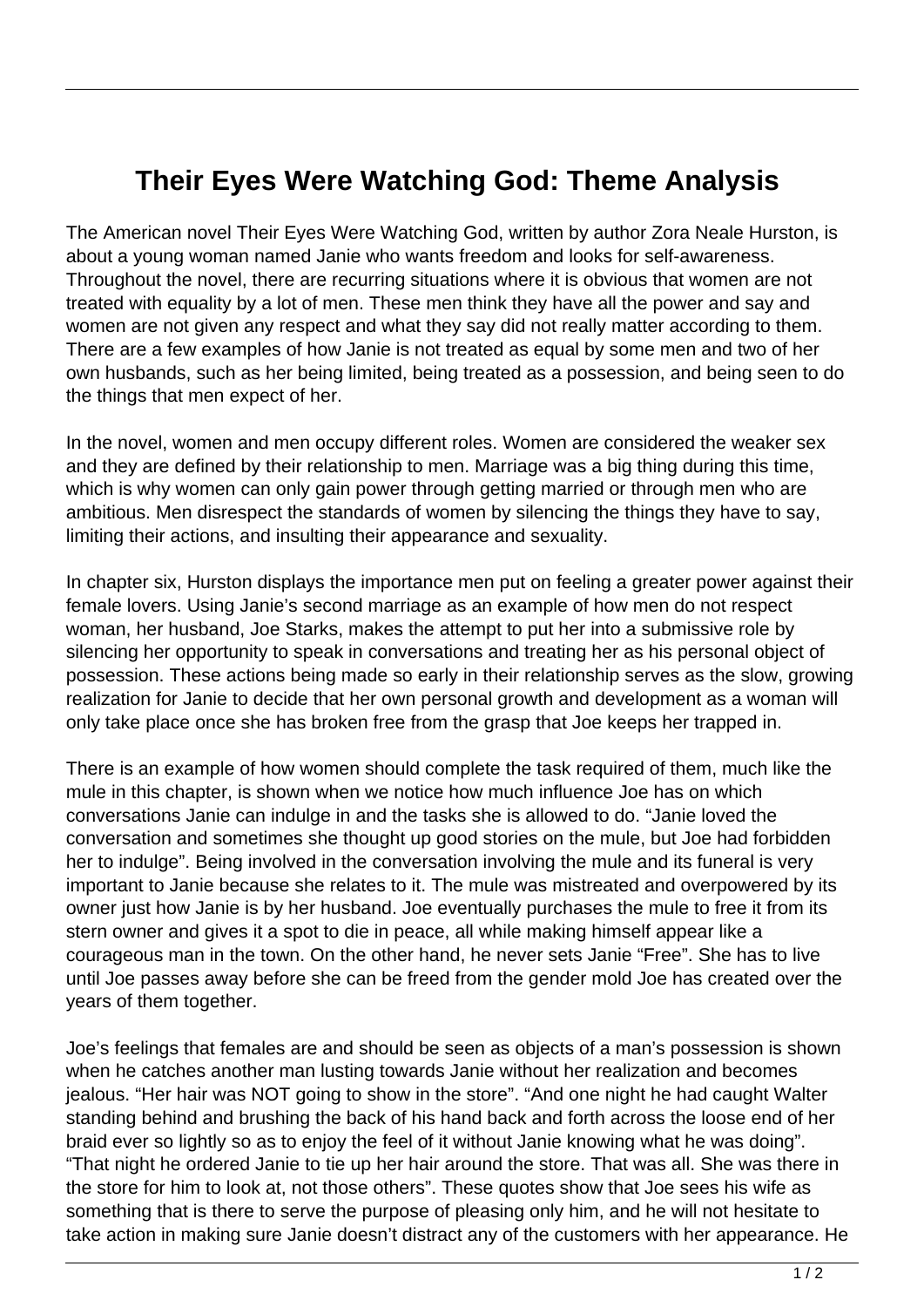# Their Eyes Were Watching God: Theme Analysis

The American novel Their Eyes Were Watching God, written by author Zora Neale Hurston, is about a young woman named Janie who wants freedom and looks for self-awareness. Throughout the novel, there are recurring situations where it is obvious that women are not treated with equality by a lot of men. These men think they have all the power and say and women are not given any respect and what they say did not really matter according to them. There are a few examples of how Janie is not treated as equal by some men and two of her own husbands, such as her being limited, being treated as a possession, and being seen to do the things that men expect of her.

In the novel, women and men occupy different roles. Women are considered the weaker sex and they are defined by their relationship to men. Marriage was a big thing during this time, which is why women can only gain power through getting married or through men who are ambitious. Men disrespect the standards of women by silencing the things they have to say, limiting their actions, and insulting their appearance and sexuality.

In chapter six, Hurston displays the importance men put on feeling a greater power against their female lovers. Using Janie's second marriage as an example of how men do not respect woman, her husband, Joe Starks, makes the attempt to put her into a submissive role by silencing her opportunity to speak in conversations and treating her as his personal object of possession. These actions being made so early in their relationship serves as the slow, growing realization for Janie to decide that her own personal growth and development as a woman will only take place once she has broken free from the grasp that Joe keeps her trapped in.

There is an example of how women should complete the task required of them, much like the mule in this chapter, is shown when we notice how much influence Joe has on which conversations Janie can indulge in and the tasks she is allowed to do. "Janie loved the conversation and sometimes she thought up good stories on the mule, but Joe had forbidden her to indulge". Being involved in the conversation involving the mule and its funeral is very important to Janie because she relates to it. The mule was mistreated and overpowered by its owner just how Janie is by her husband. Joe eventually purchases the mule to free it from its stern owner and gives it a spot to die in peace, all while making himself appear like a courageous man in the town. On the other hand, he never sets Janie "Free". She has to live until Joe passes away before she can be freed from the gender mold Joe has created over the years of them together.

Joe's feelings that females are and should be seen as objects of a man's possession is shown when he catches another man lusting towards Janie without her realization and becomes jealous. "Her hair was NOT going to show in the store". "And one night he had caught Walter standing behind and brushing the back of his hand back and forth across the loose end of her braid ever so lightly so as to enjoy the feel of it without Janie knowing what he was doing". "That night he ordered Janie to tie up her hair around the store. That was all. She was there in the store for him to look at, not those others". These quotes show that Joe sees his wife as something that is there to serve the purpose of pleasing only him, and he will not hesitate to take action in making sure Janie doesn't distract any of the customers with her appearance. He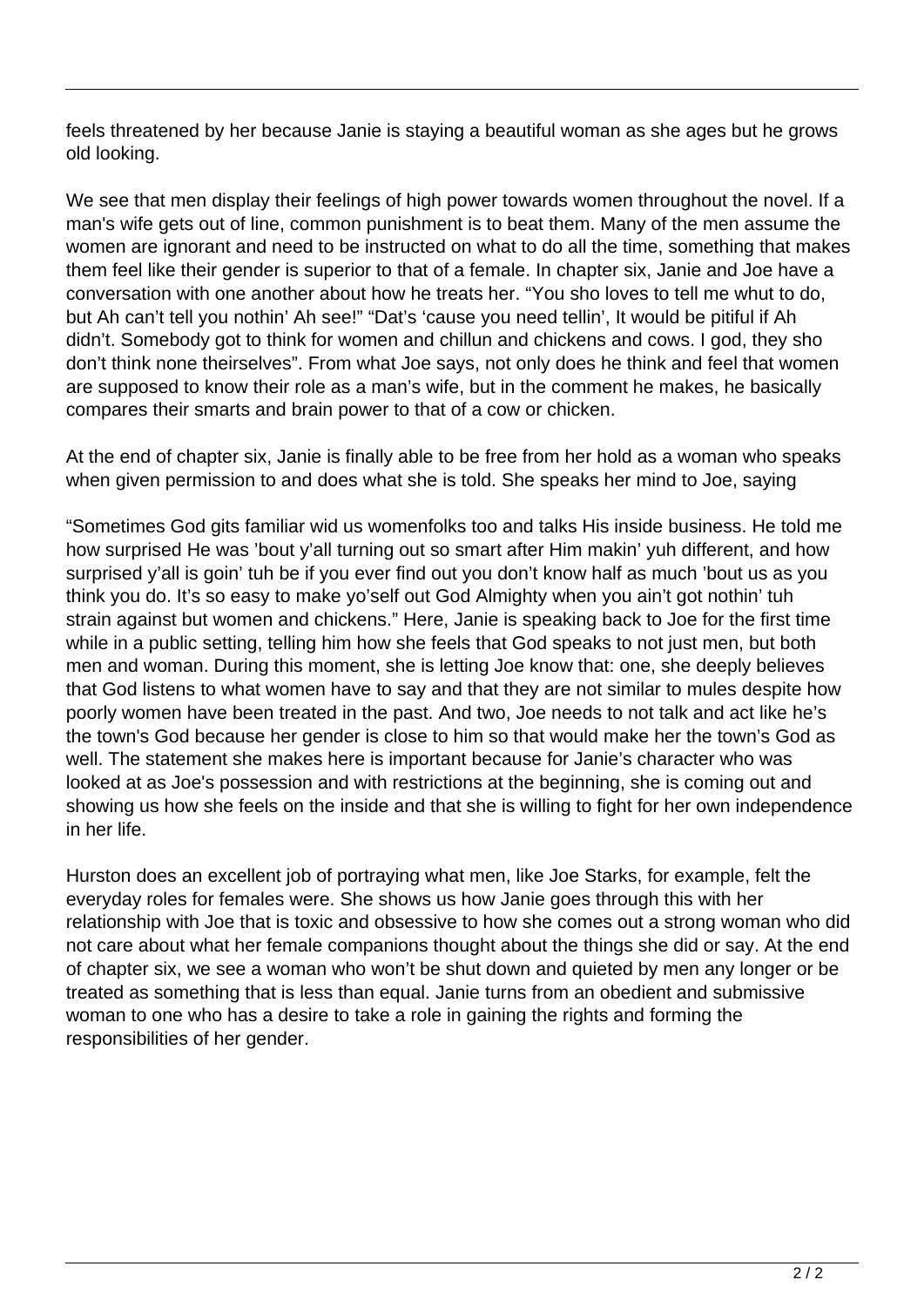feels threatened by her because Janie is staying a beautiful woman as she ages but he grows old looking.

We see that men display their feelings of high power towards women throughout the novel. If a man's wife gets out of line, common punishment is to beat them. Many of the men assume the women are ignorant and need to be instructed on what to do all the time, something that makes them feel like their gender is superior to that of a female. In chapter six, Janie and Joe have a conversation with one another about how he treats her. “You sho loves to tell me whut to do, but Ah can’t tell you nothin’ Ah see!” “Dat’s ‘cause you need tellin’, It would be pitiful if Ah didn’t. Somebody got to think for women and chillun and chickens and cows. I god, they sho don’t think none theirselves”. From what Joe says, not only does he think and feel that women are supposed to know their role as a man’s wife, but in the comment he makes, he basically compares their smarts and brain power to that of a cow or chicken.

At the end of chapter six, Janie is finally able to be free from her hold as a woman who speaks when given permission to and does what she is told. She speaks her mind to Joe, saying

“Sometimes God gits familiar wid us womenfolks too and talks His inside business. He told me how surprised He was ’bout y’all turning out so smart after Him makin’ yuh different, and how surprised y’all is goin’ tuh be if you ever find out you don’t know half as much ’bout us as you think you do. It’s so easy to make yo’self out God Almighty when you ain’t got nothin’ tuh strain against but women and chickens.” Here, Janie is speaking back to Joe for the first time while in a public setting, telling him how she feels that God speaks to not just men, but both men and woman. During this moment, she is letting Joe know that: one, she deeply believes that God listens to what women have to say and that they are not similar to mules despite how poorly women have been treated in the past. And two, Joe needs to not talk and act like he’s the town's God because her gender is close to him so that would make her the town’s God as well. The statement she makes here is important because for Janie’s character who was looked at as Joe's possession and with restrictions at the beginning, she is coming out and showing us how she feels on the inside and that she is willing to fight for her own independence in her life.

Hurston does an excellent job of portraying what men, like Joe Starks, for example, felt the everyday roles for females were. She shows us how Janie goes through this with her relationship with Joe that is toxic and obsessive to how she comes out a strong woman who did not care about what her female companions thought about the things she did or say. At the end of chapter six, we see a woman who won’t be shut down and quieted by men any longer or be treated as something that is less than equal. Janie turns from an obedient and submissive woman to one who has a desire to take a role in gaining the rights and forming the responsibilities of her gender.